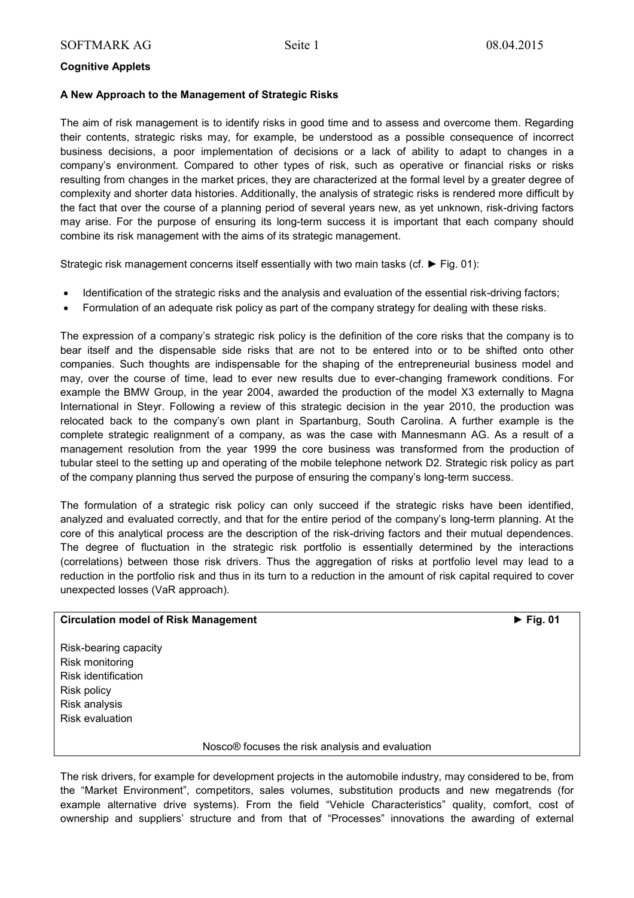**Cognitive Applets**

**A New Approach to the Management of Strategic Risks**

The aim of risk management is to identify risks in good time and to assess and overcome them. Regarding their contents, strategic risks may, for example, be understood as a possible consequence of incorrect business decisions, a poor implementation of decisions or a lack of ability to adapt to changes in a company's environment. Compared to other types of risk, such as operative or financial risks or risks resulting from changes in the market prices, they are characterized at the formal level by a greater degree of complexity and shorter data histories. Additionally, the analysis of strategic risks is rendered more difficult by the fact that over the course of a planning period of several years new, as yet unknown, risk-driving factors may arise. For the purpose of ensuring its long-term success it is important that each company should combine its risk management with the aims of its strategic management.

Strategic risk management concerns itself essentially with two main tasks (cf. ► Fig. 01):

- Identification of the strategic risks and the analysis and evaluation of the essential risk-driving factors;
- Formulation of an adequate risk policy as part of the company strategy for dealing with these risks.

The expression of a company's strategic risk policy is the definition of the core risks that the company is to bear itself and the dispensable side risks that are not to be entered into or to be shifted onto other companies. Such thoughts are indispensable for the shaping of the entrepreneurial business model and may, over the course of time, lead to ever new results due to ever-changing framework conditions. For example the BMW Group, in the year 2004, awarded the production of the model X3 externally to Magna International in Steyr. Following a review of this strategic decision in the year 2010, the production was relocated back to the company's own plant in Spartanburg, South Carolina. A further example is the complete strategic realignment of a company, as was the case with Mannesmann AG. As a result of a management resolution from the year 1999 the core business was transformed from the production of tubular steel to the setting up and operating of the mobile telephone network D2. Strategic risk policy as part of the company planning thus served the purpose of ensuring the company's long-term success.

The formulation of a strategic risk policy can only succeed if the strategic risks have been identified, analyzed and evaluated correctly, and that for the entire period of the company's long-term planning. At the core of this analytical process are the description of the risk-driving factors and their mutual dependences. The degree of fluctuation in the strategic risk portfolio is essentially determined by the interactions (correlations) between those risk drivers. Thus the aggregation of risks at portfolio level may lead to a reduction in the portfolio risk and thus in its turn to a reduction in the amount of risk capital required to cover unexpected losses (VaR approach).

**Circulation model of Risk Management** **► Fig. 01**

Risk-bearing capacity
Risk monitoring
Risk identification
Risk policy
Risk analysis
Risk evaluation

Nosco® focuses the risk analysis and evaluation

The risk drivers, for example for development projects in the automobile industry, may considered to be, from the "Market Environment", competitors, sales volumes, substitution products and new megatrends (for example alternative drive systems). From the field "Vehicle Characteristics" quality, comfort, cost of ownership and suppliers' structure and from that of "Processes" innovations the awarding of external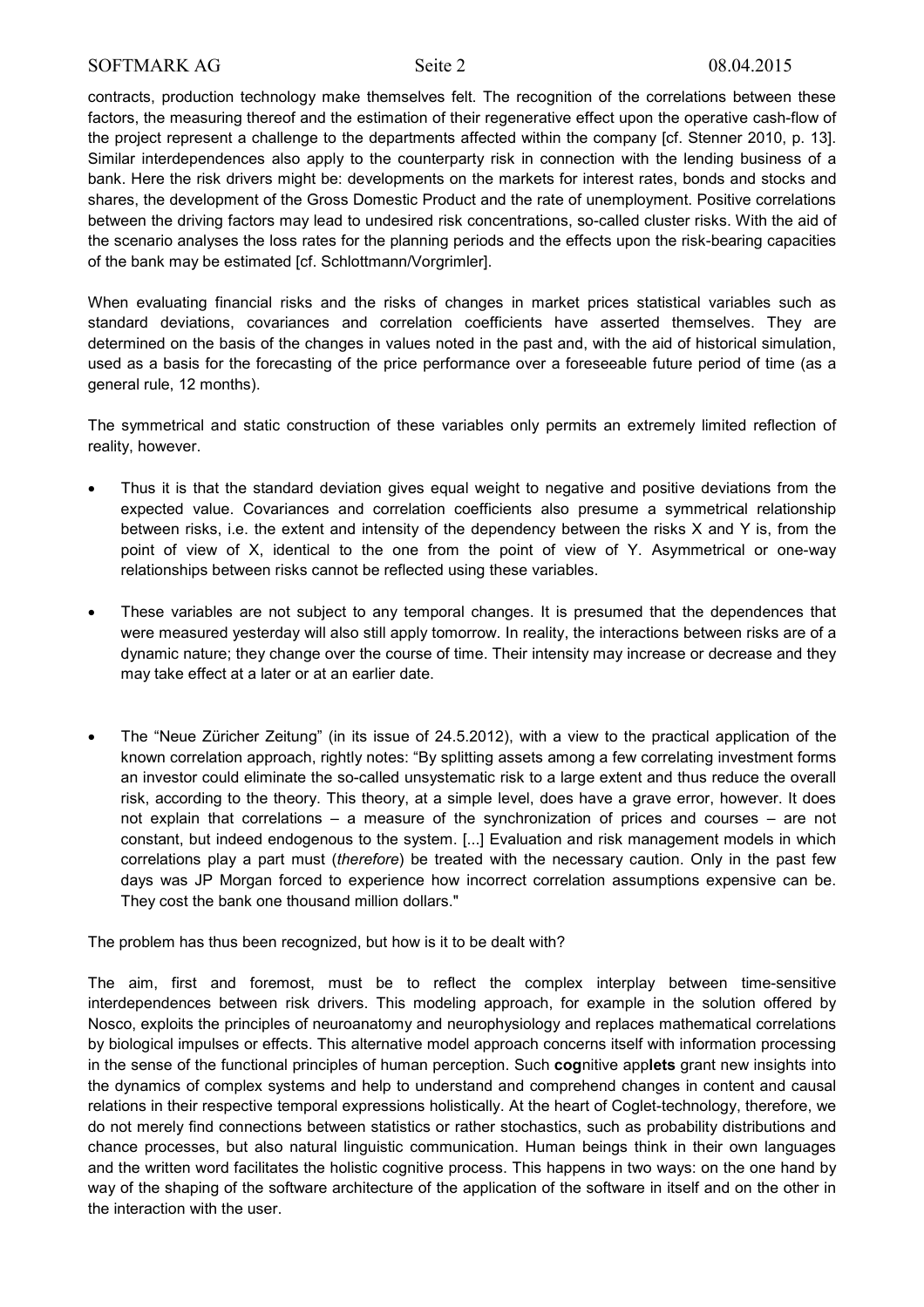contracts, production technology make themselves felt. The recognition of the correlations between these factors, the measuring thereof and the estimation of their regenerative effect upon the operative cash-flow of the project represent a challenge to the departments affected within the company [cf. Stenner 2010, p. 13]. Similar interdependences also apply to the counterparty risk in connection with the lending business of a bank. Here the risk drivers might be: developments on the markets for interest rates, bonds and stocks and shares, the development of the Gross Domestic Product and the rate of unemployment. Positive correlations between the driving factors may lead to undesired risk concentrations, so-called cluster risks. With the aid of the scenario analyses the loss rates for the planning periods and the effects upon the risk-bearing capacities of the bank may be estimated [cf. Schlottmann/Vorgrimler].

When evaluating financial risks and the risks of changes in market prices statistical variables such as standard deviations, covariances and correlation coefficients have asserted themselves. They are determined on the basis of the changes in values noted in the past and, with the aid of historical simulation, used as a basis for the forecasting of the price performance over a foreseeable future period of time (as a general rule, 12 months).

The symmetrical and static construction of these variables only permits an extremely limited reflection of reality, however.

- Thus it is that the standard deviation gives equal weight to negative and positive deviations from the expected value. Covariances and correlation coefficients also presume a symmetrical relationship between risks, i.e. the extent and intensity of the dependency between the risks X and Y is, from the point of view of X, identical to the one from the point of view of Y. Asymmetrical or one-way relationships between risks cannot be reflected using these variables.
- These variables are not subject to any temporal changes. It is presumed that the dependences that were measured yesterday will also still apply tomorrow. In reality, the interactions between risks are of a dynamic nature; they change over the course of time. Their intensity may increase or decrease and they may take effect at a later or at an earlier date.
- The "Neue Züricher Zeitung" (in its issue of 24.5.2012), with a view to the practical application of the known correlation approach, rightly notes: "By splitting assets among a few correlating investment forms an investor could eliminate the so-called unsystematic risk to a large extent and thus reduce the overall risk, according to the theory. This theory, at a simple level, does have a grave error, however. It does not explain that correlations – a measure of the synchronization of prices and courses – are not constant, but indeed endogenous to the system. [...] Evaluation and risk management models in which correlations play a part must (*therefore*) be treated with the necessary caution. Only in the past few days was JP Morgan forced to experience how incorrect correlation assumptions expensive can be. They cost the bank one thousand million dollars."

The problem has thus been recognized, but how is it to be dealt with?

The aim, first and foremost, must be to reflect the complex interplay between time-sensitive interdependences between risk drivers. This modeling approach, for example in the solution offered by Nosco, exploits the principles of neuroanatomy and neurophysiology and replaces mathematical correlations by biological impulses or effects. This alternative model approach concerns itself with information processing in the sense of the functional principles of human perception. Such **cog**nitive app**lets** grant new insights into the dynamics of complex systems and help to understand and comprehend changes in content and causal relations in their respective temporal expressions holistically. At the heart of Coglet-technology, therefore, we do not merely find connections between statistics or rather stochastics, such as probability distributions and chance processes, but also natural linguistic communication. Human beings think in their own languages and the written word facilitates the holistic cognitive process. This happens in two ways: on the one hand by way of the shaping of the software architecture of the application of the software in itself and on the other in the interaction with the user.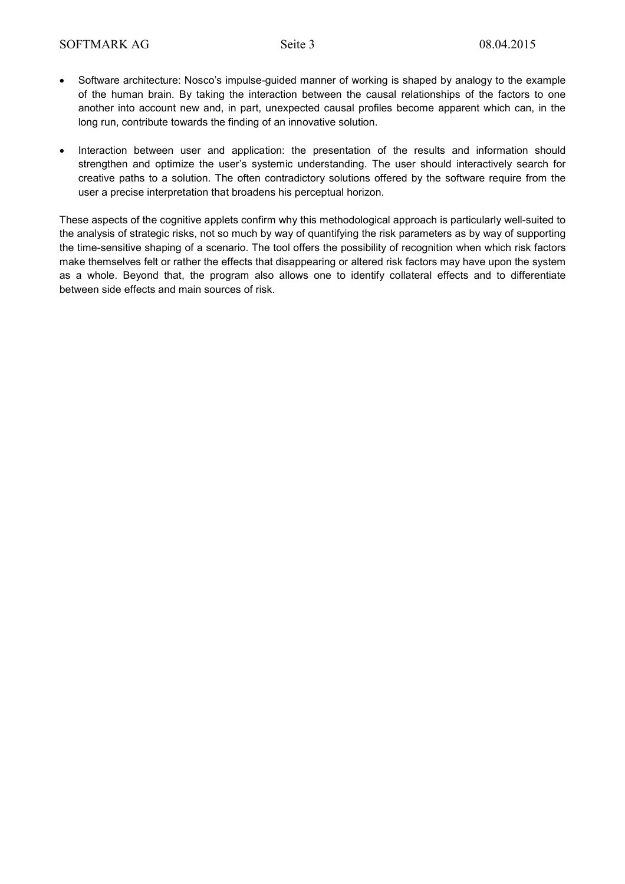- Software architecture: Nosco's impulse-guided manner of working is shaped by analogy to the example of the human brain. By taking the interaction between the causal relationships of the factors to one another into account new and, in part, unexpected causal profiles become apparent which can, in the long run, contribute towards the finding of an innovative solution.

- Interaction between user and application: the presentation of the results and information should strengthen and optimize the user's systemic understanding. The user should interactively search for creative paths to a solution. The often contradictory solutions offered by the software require from the user a precise interpretation that broadens his perceptual horizon.

These aspects of the cognitive applets confirm why this methodological approach is particularly well-suited to the analysis of strategic risks, not so much by way of quantifying the risk parameters as by way of supporting the time-sensitive shaping of a scenario. The tool offers the possibility of recognition when which risk factors make themselves felt or rather the effects that disappearing or altered risk factors may have upon the system as a whole. Beyond that, the program also allows one to identify collateral effects and to differentiate between side effects and main sources of risk.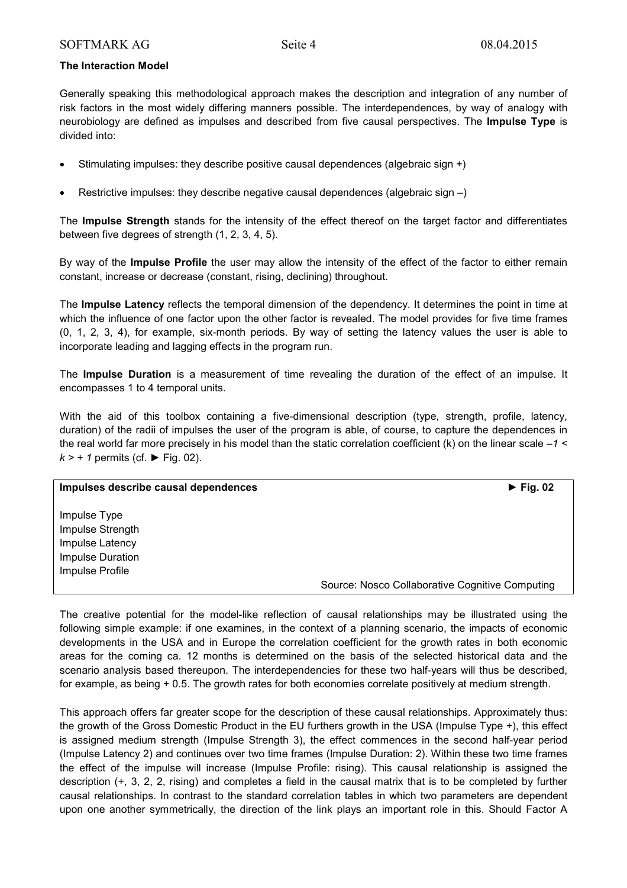**The Interaction Model**

Generally speaking this methodological approach makes the description and integration of any number of risk factors in the most widely differing manners possible. The interdependences, by way of analogy with neurobiology are defined as impulses and described from five causal perspectives. The **Impulse Type** is divided into:

- Stimulating impulses: they describe positive causal dependences (algebraic sign +)
- Restrictive impulses: they describe negative causal dependences (algebraic sign –)

The **Impulse Strength** stands for the intensity of the effect thereof on the target factor and differentiates between five degrees of strength (1, 2, 3, 4, 5).

By way of the **Impulse Profile** the user may allow the intensity of the effect of the factor to either remain constant, increase or decrease (constant, rising, declining) throughout.

The **Impulse Latency** reflects the temporal dimension of the dependency. It determines the point in time at which the influence of one factor upon the other factor is revealed. The model provides for five time frames (0, 1, 2, 3, 4), for example, six-month periods. By way of setting the latency values the user is able to incorporate leading and lagging effects in the program run.

The **Impulse Duration** is a measurement of time revealing the duration of the effect of an impulse. It encompasses 1 to 4 temporal units.

With the aid of this toolbox containing a five-dimensional description (type, strength, profile, latency, duration) of the radii of impulses the user of the program is able, of course, to capture the dependences in the real world far more precisely in his model than the static correlation coefficient (k) on the linear scale $-1 < k > +1$ permits (cf. ► Fig. 02).

**Impulses describe causal dependences** ► **Fig. 02**

Impulse Type
Impulse Strength
Impulse Latency
Impulse Duration
Impulse Profile

Source: Nosco Collaborative Cognitive Computing

The creative potential for the model-like reflection of causal relationships may be illustrated using the following simple example: if one examines, in the context of a planning scenario, the impacts of economic developments in the USA and in Europe the correlation coefficient for the growth rates in both economic areas for the coming ca. 12 months is determined on the basis of the selected historical data and the scenario analysis based thereupon. The interdependencies for these two half-years will thus be described, for example, as being + 0.5. The growth rates for both economies correlate positively at medium strength.

This approach offers far greater scope for the description of these causal relationships. Approximately thus: the growth of the Gross Domestic Product in the EU furthers growth in the USA (Impulse Type +), this effect is assigned medium strength (Impulse Strength 3), the effect commences in the second half-year period (Impulse Latency 2) and continues over two time frames (Impulse Duration: 2). Within these two time frames the effect of the impulse will increase (Impulse Profile: rising). This causal relationship is assigned the description (+, 3, 2, 2, rising) and completes a field in the causal matrix that is to be completed by further causal relationships. In contrast to the standard correlation tables in which two parameters are dependent upon one another symmetrically, the direction of the link plays an important role in this. Should Factor A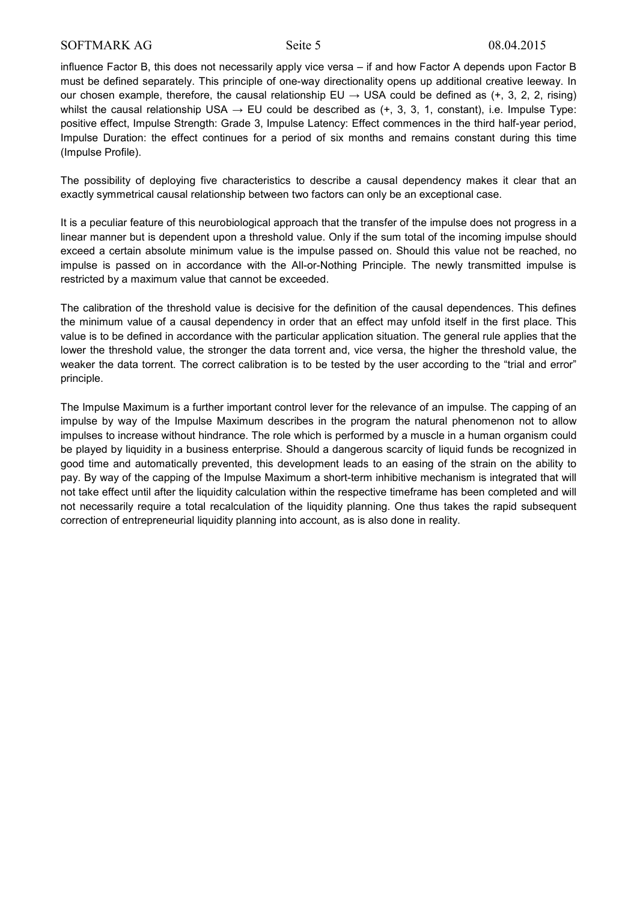influence Factor B, this does not necessarily apply vice versa – if and how Factor A depends upon Factor B must be defined separately. This principle of one-way directionality opens up additional creative leeway. In our chosen example, therefore, the causal relationship EU → USA could be defined as (+, 3, 2, 2, rising) whilst the causal relationship USA → EU could be described as (+, 3, 3, 1, constant), i.e. Impulse Type: positive effect, Impulse Strength: Grade 3, Impulse Latency: Effect commences in the third half-year period, Impulse Duration: the effect continues for a period of six months and remains constant during this time (Impulse Profile).

The possibility of deploying five characteristics to describe a causal dependency makes it clear that an exactly symmetrical causal relationship between two factors can only be an exceptional case.

It is a peculiar feature of this neurobiological approach that the transfer of the impulse does not progress in a linear manner but is dependent upon a threshold value. Only if the sum total of the incoming impulse should exceed a certain absolute minimum value is the impulse passed on. Should this value not be reached, no impulse is passed on in accordance with the All-or-Nothing Principle. The newly transmitted impulse is restricted by a maximum value that cannot be exceeded.

The calibration of the threshold value is decisive for the definition of the causal dependences. This defines the minimum value of a causal dependency in order that an effect may unfold itself in the first place. This value is to be defined in accordance with the particular application situation. The general rule applies that the lower the threshold value, the stronger the data torrent and, vice versa, the higher the threshold value, the weaker the data torrent. The correct calibration is to be tested by the user according to the "trial and error" principle.

The Impulse Maximum is a further important control lever for the relevance of an impulse. The capping of an impulse by way of the Impulse Maximum describes in the program the natural phenomenon not to allow impulses to increase without hindrance. The role which is performed by a muscle in a human organism could be played by liquidity in a business enterprise. Should a dangerous scarcity of liquid funds be recognized in good time and automatically prevented, this development leads to an easing of the strain on the ability to pay. By way of the capping of the Impulse Maximum a short-term inhibitive mechanism is integrated that will not take effect until after the liquidity calculation within the respective timeframe has been completed and will not necessarily require a total recalculation of the liquidity planning. One thus takes the rapid subsequent correction of entrepreneurial liquidity planning into account, as is also done in reality.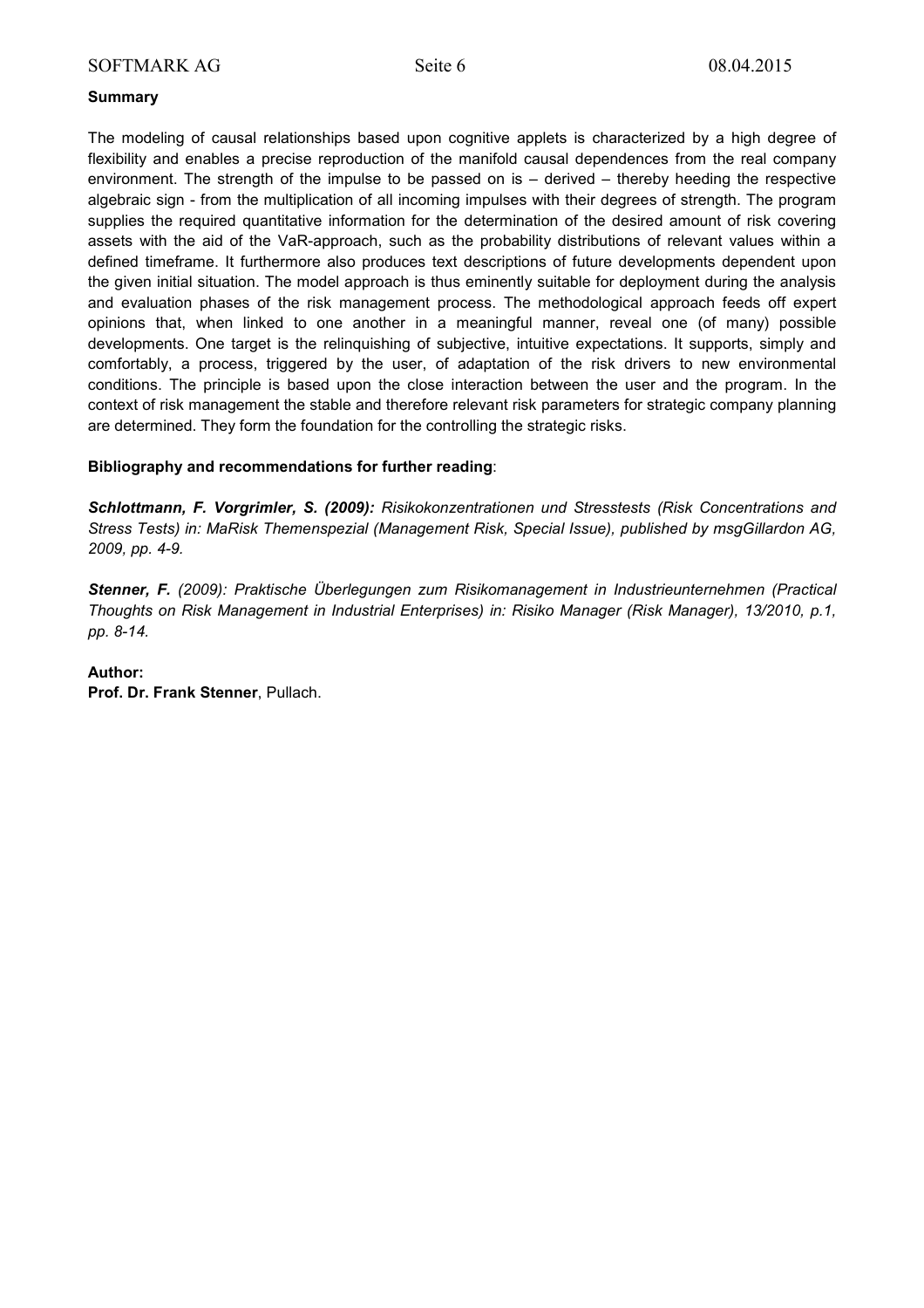**Summary**

The modeling of causal relationships based upon cognitive applets is characterized by a high degree of flexibility and enables a precise reproduction of the manifold causal dependences from the real company environment. The strength of the impulse to be passed on is – derived – thereby heeding the respective algebraic sign - from the multiplication of all incoming impulses with their degrees of strength. The program supplies the required quantitative information for the determination of the desired amount of risk covering assets with the aid of the VaR-approach, such as the probability distributions of relevant values within a defined timeframe. It furthermore also produces text descriptions of future developments dependent upon the given initial situation. The model approach is thus eminently suitable for deployment during the analysis and evaluation phases of the risk management process. The methodological approach feeds off expert opinions that, when linked to one another in a meaningful manner, reveal one (of many) possible developments. One target is the relinquishing of subjective, intuitive expectations. It supports, simply and comfortably, a process, triggered by the user, of adaptation of the risk drivers to new environmental conditions. The principle is based upon the close interaction between the user and the program. In the context of risk management the stable and therefore relevant risk parameters for strategic company planning are determined. They form the foundation for the controlling the strategic risks.

**Bibliography and recommendations for further reading**:

***Schlottmann, F. Vorgrimler, S. (2009):*** *Risikokonzentrationen und Stresstests (Risk Concentrations and Stress Tests) in: MaRisk Themenspezial (Management Risk, Special Issue), published by msgGillardon AG, 2009, pp. 4-9.*

***Stenner, F.*** *(2009): Praktische Überlegungen zum Risikomanagement in Industrieunternehmen (Practical Thoughts on Risk Management in Industrial Enterprises) in: Risiko Manager (Risk Manager), 13/2010, p.1, pp. 8-14.*

**Author:**
**Prof. Dr. Frank Stenner**, Pullach.